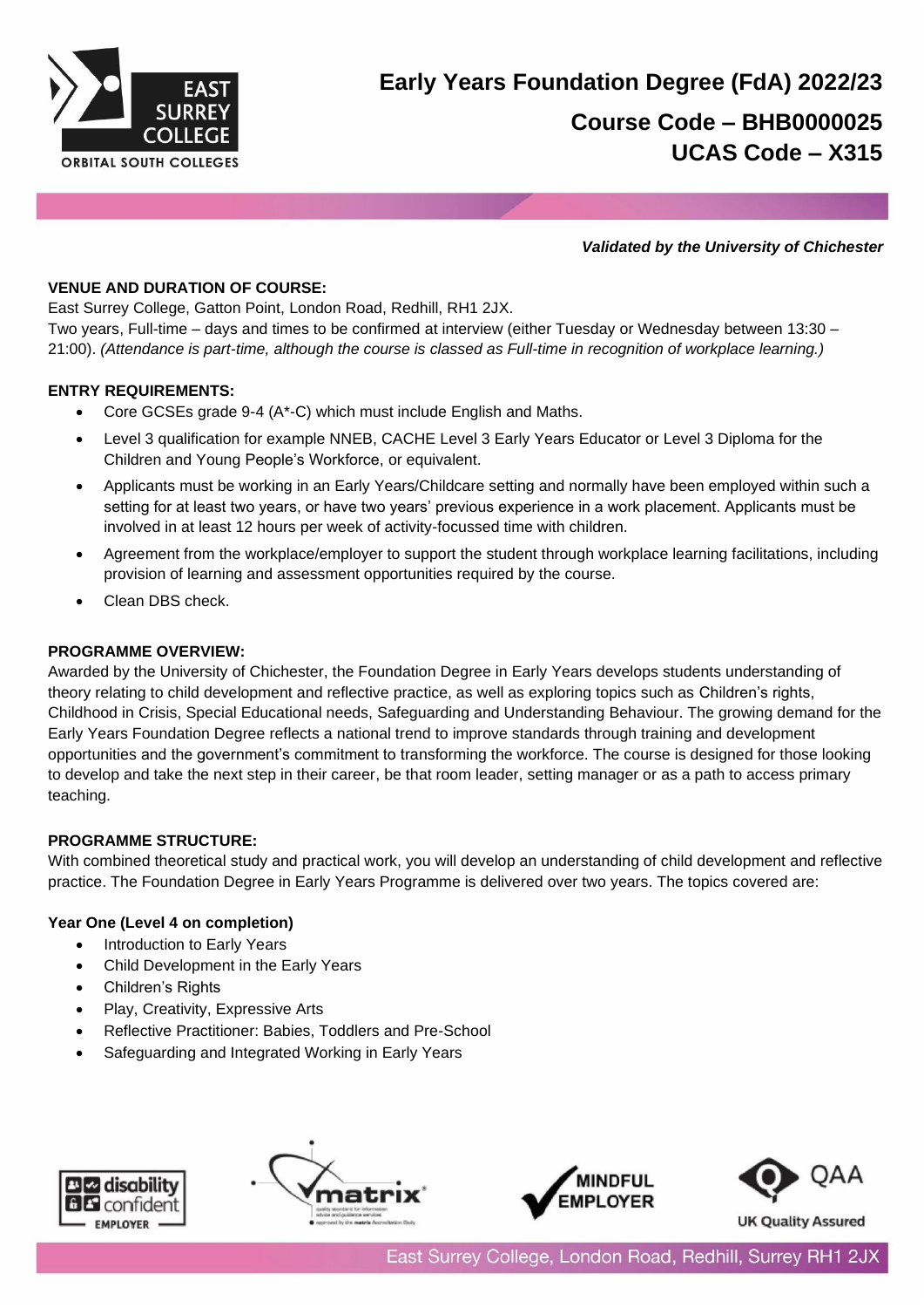# Early Years Foundation Degree (FdA) 2022/23

## Course Code – BHB0000025

## UCAS Code – X315

***Validated by the University of Chichester***

**VENUE AND DURATION OF COURSE:**

East Surrey College, Gatton Point, London Road, Redhill, RH1 2JX.

Two years, Full-time – days and times to be confirmed at interview (either Tuesday or Wednesday between 13:30 – 21:00). *(Attendance is part-time, although the course is classed as Full-time in recognition of workplace learning.)*

**ENTRY REQUIREMENTS:**

- Core GCSEs grade 9-4 (A*-C) which must include English and Maths.
- Level 3 qualification for example NNEB, CACHE Level 3 Early Years Educator or Level 3 Diploma for the Children and Young People's Workforce, or equivalent.
- Applicants must be working in an Early Years/Childcare setting and normally have been employed within such a setting for at least two years, or have two years' previous experience in a work placement. Applicants must be involved in at least 12 hours per week of activity-focussed time with children.
- Agreement from the workplace/employer to support the student through workplace learning facilitations, including provision of learning and assessment opportunities required by the course.
- Clean DBS check.

**PROGRAMME OVERVIEW:**

Awarded by the University of Chichester, the Foundation Degree in Early Years develops students understanding of theory relating to child development and reflective practice, as well as exploring topics such as Children's rights, Childhood in Crisis, Special Educational needs, Safeguarding and Understanding Behaviour. The growing demand for the Early Years Foundation Degree reflects a national trend to improve standards through training and development opportunities and the government's commitment to transforming the workforce. The course is designed for those looking to develop and take the next step in their career, be that room leader, setting manager or as a path to access primary teaching.

**PROGRAMME STRUCTURE:**

With combined theoretical study and practical work, you will develop an understanding of child development and reflective practice. The Foundation Degree in Early Years Programme is delivered over two years. The topics covered are:

**Year One (Level 4 on completion)**

- Introduction to Early Years
- Child Development in the Early Years
- Children's Rights
- Play, Creativity, Expressive Arts
- Reflective Practitioner: Babies, Toddlers and Pre-School
- Safeguarding and Integrated Working in Early Years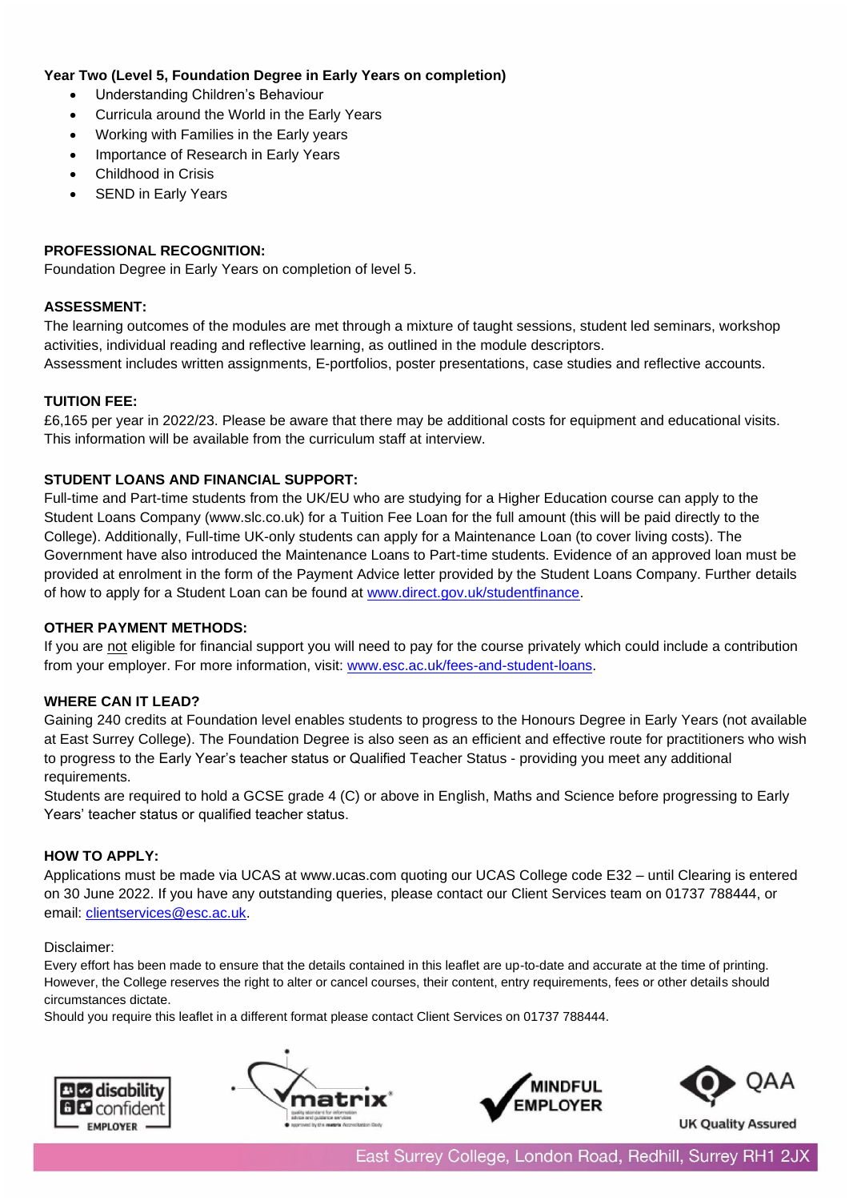**Year Two (Level 5, Foundation Degree in Early Years on completion)**

- Understanding Children's Behaviour
- Curricula around the World in the Early Years
- Working with Families in the Early years
- Importance of Research in Early Years
- Childhood in Crisis
- SEND in Early Years

**PROFESSIONAL RECOGNITION:**

Foundation Degree in Early Years on completion of level 5.

**ASSESSMENT:**

The learning outcomes of the modules are met through a mixture of taught sessions, student led seminars, workshop activities, individual reading and reflective learning, as outlined in the module descriptors.
Assessment includes written assignments, E-portfolios, poster presentations, case studies and reflective accounts.

**TUITION FEE:**

£6,165 per year in 2022/23. Please be aware that there may be additional costs for equipment and educational visits. This information will be available from the curriculum staff at interview.

**STUDENT LOANS AND FINANCIAL SUPPORT:**

Full-time and Part-time students from the UK/EU who are studying for a Higher Education course can apply to the Student Loans Company (www.slc.co.uk) for a Tuition Fee Loan for the full amount (this will be paid directly to the College). Additionally, Full-time UK-only students can apply for a Maintenance Loan (to cover living costs). The Government have also introduced the Maintenance Loans to Part-time students. Evidence of an approved loan must be provided at enrolment in the form of the Payment Advice letter provided by the Student Loans Company. Further details of how to apply for a Student Loan can be found at www.direct.gov.uk/studentfinance.

**OTHER PAYMENT METHODS:**

If you are not eligible for financial support you will need to pay for the course privately which could include a contribution from your employer. For more information, visit: www.esc.ac.uk/fees-and-student-loans.

**WHERE CAN IT LEAD?**

Gaining 240 credits at Foundation level enables students to progress to the Honours Degree in Early Years (not available at East Surrey College). The Foundation Degree is also seen as an efficient and effective route for practitioners who wish to progress to the Early Year's teacher status or Qualified Teacher Status - providing you meet any additional requirements.
Students are required to hold a GCSE grade 4 (C) or above in English, Maths and Science before progressing to Early Years' teacher status or qualified teacher status.

**HOW TO APPLY:**

Applications must be made via UCAS at www.ucas.com quoting our UCAS College code E32 – until Clearing is entered on 30 June 2022. If you have any outstanding queries, please contact our Client Services team on 01737 788444, or email: clientservices@esc.ac.uk.

Disclaimer:

Every effort has been made to ensure that the details contained in this leaflet are up-to-date and accurate at the time of printing. However, the College reserves the right to alter or cancel courses, their content, entry requirements, fees or other details should circumstances dictate.
Should you require this leaflet in a different format please contact Client Services on 01737 788444.

disability confident EMPLOYER

matrix

MINDFUL EMPLOYER

QAA UK Quality Assured

East Surrey College, London Road, Redhill, Surrey RH1 2JX